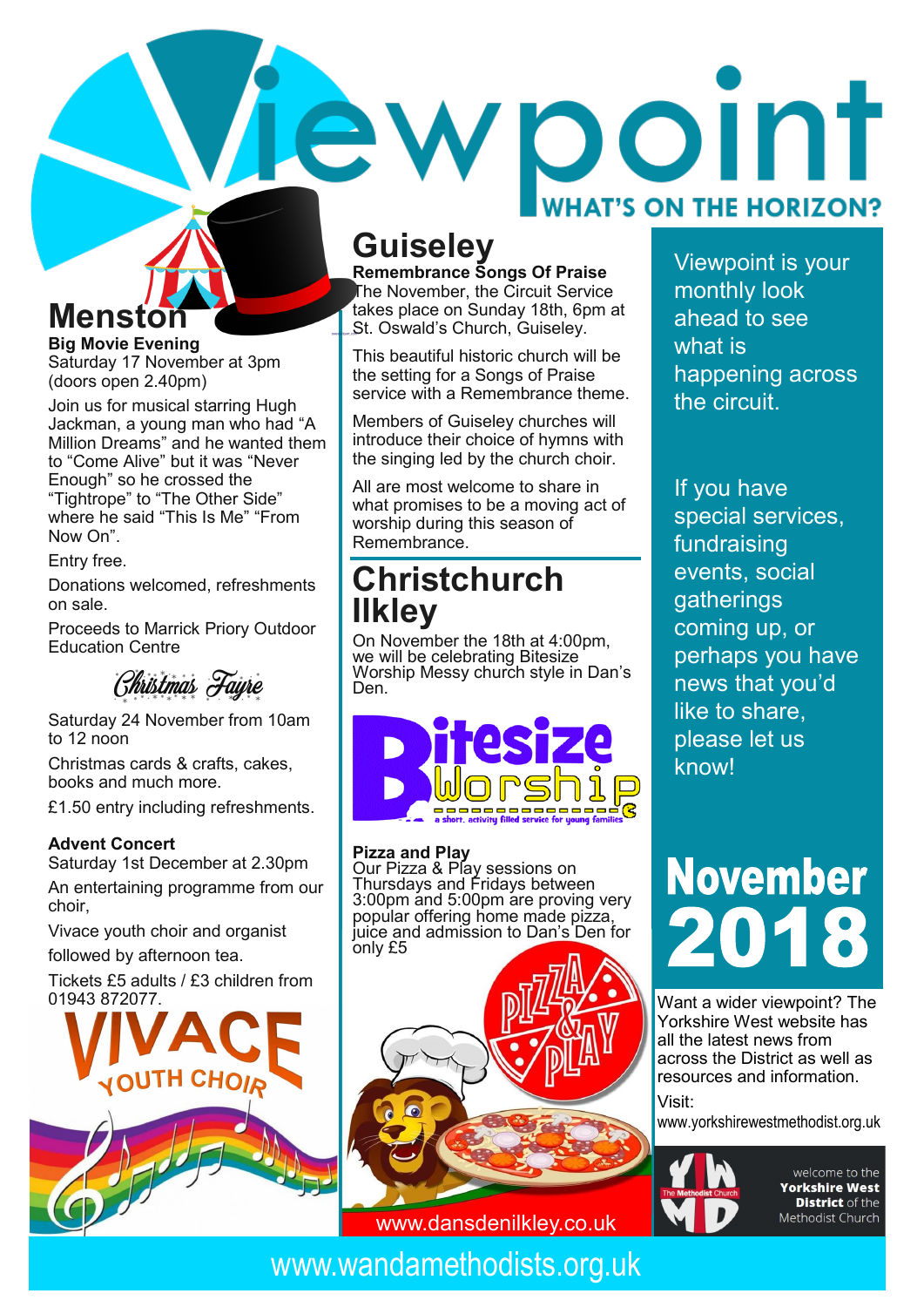# Viewpoint

**WHAT'S ON THE HORIZON?**

## Menston

**Big Movie Evening**
Saturday 17 November at 3pm
(doors open 2.40pm)

Join us for musical starring Hugh Jackman, a young man who had "A Million Dreams" and he wanted them to "Come Alive" but it was "Never Enough" so he crossed the "Tightrope" to "The Other Side" where he said "This Is Me" "From Now On".

Entry free.

Donations welcomed, refreshments on sale.

Proceeds to Marrick Priory Outdoor Education Centre

**Christmas Fayre**

Saturday 24 November from 10am to 12 noon

Christmas cards & crafts, cakes, books and much more.

£1.50 entry including refreshments.

**Advent Concert**
Saturday 1st December at 2.30pm

An entertaining programme from our choir,

Vivace youth choir and organist

followed by afternoon tea.

Tickets £5 adults / £3 children from 01943 872077.

VIVACE YOUTH CHOIR

## Guiseley

**Remembrance Songs Of Praise**
The November, the Circuit Service takes place on Sunday 18th, 6pm at St. Oswald's Church, Guiseley.

This beautiful historic church will be the setting for a Songs of Praise service with a Remembrance theme.

Members of Guiseley churches will introduce their choice of hymns with the singing led by the church choir.

All are most welcome to share in what promises to be a moving act of worship during this season of Remembrance.

## Christchurch Ilkley

On November the 18th at 4:00pm, we will be celebrating Bitesize Worship Messy church style in Dan's Den.

Bitesize Worship — a short, activity filled service for young families

**Pizza and Play**
Our Pizza & Play sessions on Thursdays and Fridays between 3:00pm and 5:00pm are proving very popular offering home made pizza, juice and admission to Dan's Den for only £5

PIZZA & PLAY

www.dansdenilkley.co.uk

Viewpoint is your monthly look ahead to see what is happening across the circuit.

If you have special services, fundraising events, social gatherings coming up, or perhaps you have news that you'd like to share, please let us know!

## November 2018

Want a wider viewpoint? The Yorkshire West website has all the latest news from across the District as well as resources and information.

Visit:
www.yorkshirewestmethodist.org.uk

YWMD — The Methodist Church — welcome to the **Yorkshire West District** of the Methodist Church

www.wandamethodists.org.uk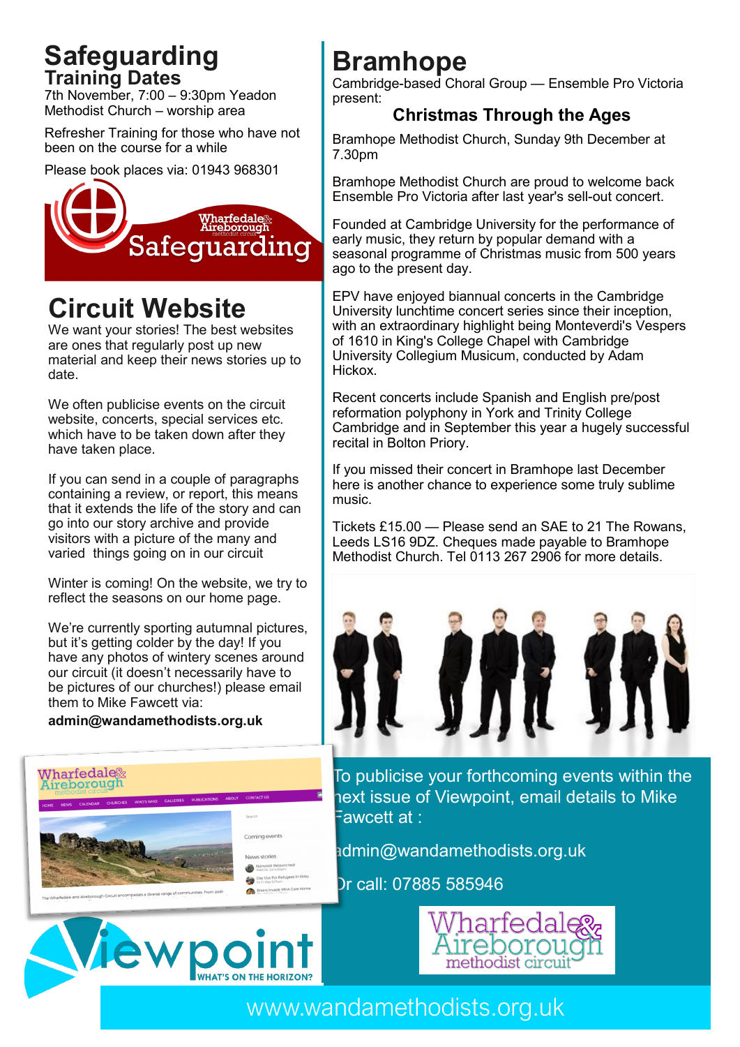# Safeguarding

## Training Dates

7th November, 7:00 – 9:30pm Yeadon Methodist Church – worship area

Refresher Training for those who have not been on the course for a while

Please book places via: 01943 968301

# Circuit Website

We want your stories! The best websites are ones that regularly post up new material and keep their news stories up to date.

We often publicise events on the circuit website, concerts, special services etc. which have to be taken down after they have taken place.

If you can send in a couple of paragraphs containing a review, or report, this means that it extends the life of the story and can go into our story archive and provide visitors with a picture of the many and varied things going on in our circuit

Winter is coming! On the website, we try to reflect the seasons on our home page.

We're currently sporting autumnal pictures, but it's getting colder by the day! If you have any photos of wintery scenes around our circuit (it doesn't necessarily have to be pictures of our churches!) please email them to Mike Fawcett via:

**admin@wandamethodists.org.uk**

# Bramhope

Cambridge-based Choral Group — Ensemble Pro Victoria present:

### Christmas Through the Ages

Bramhope Methodist Church, Sunday 9th December at 7.30pm

Bramhope Methodist Church are proud to welcome back Ensemble Pro Victoria after last year's sell-out concert.

Founded at Cambridge University for the performance of early music, they return by popular demand with a seasonal programme of Christmas music from 500 years ago to the present day.

EPV have enjoyed biannual concerts in the Cambridge University lunchtime concert series since their inception, with an extraordinary highlight being Monteverdi's Vespers of 1610 in King's College Chapel with Cambridge University Collegium Musicum, conducted by Adam Hickox.

Recent concerts include Spanish and English pre/post reformation polyphony in York and Trinity College Cambridge and in September this year a hugely successful recital in Bolton Priory.

If you missed their concert in Bramhope last December here is another chance to experience some truly sublime music.

Tickets £15.00 — Please send an SAE to 21 The Rowans, Leeds LS16 9DZ. Cheques made payable to Bramhope Methodist Church. Tel 0113 267 2906 for more details.

To publicise your forthcoming events within the next issue of Viewpoint, email details to Mike Fawcett at :

admin@wandamethodists.org.uk

Or call: 07885 585946

www.wandamethodists.org.uk